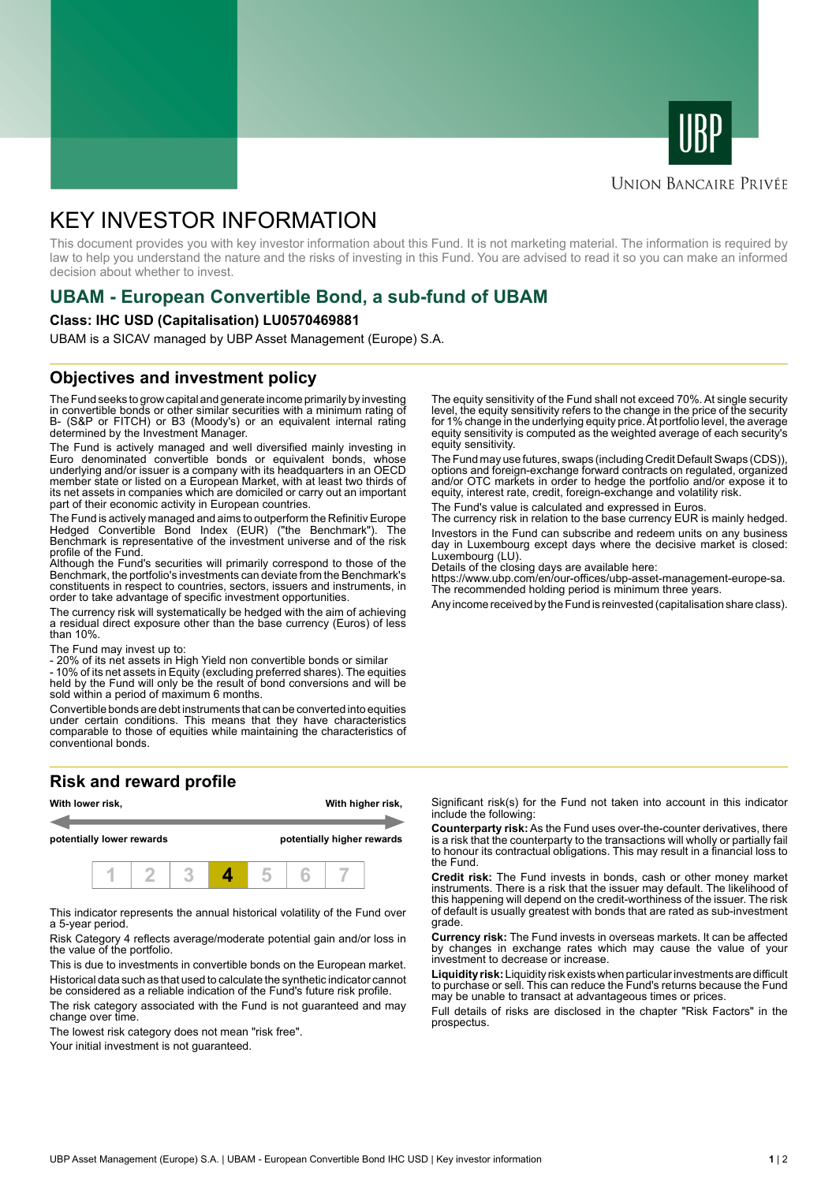UBP

UNION BANCAIRE PRIVÉE

# KEY INVESTOR INFORMATION

This document provides you with key investor information about this Fund. It is not marketing material. The information is required by law to help you understand the nature and the risks of investing in this Fund. You are advised to read it so you can make an informed decision about whether to invest.

## UBAM - European Convertible Bond, a sub-fund of UBAM

**Class: IHC USD (Capitalisation) LU0570469881**

UBAM is a SICAV managed by UBP Asset Management (Europe) S.A.

## Objectives and investment policy

The Fund seeks to grow capital and generate income primarily by investing in convertible bonds or other similar securities with a minimum rating of B- (S&P or FITCH) or B3 (Moody's) or an equivalent internal rating determined by the Investment Manager.

The Fund is actively managed and well diversified mainly investing in Euro denominated convertible bonds or equivalent bonds, whose underlying and/or issuer is a company with its headquarters in an OECD member state or listed on a European Market, with at least two thirds of its net assets in companies which are domiciled or carry out an important part of their economic activity in European countries.

The Fund is actively managed and aims to outperform the Refinitiv Europe Hedged Convertible Bond Index (EUR) ("the Benchmark"). The Benchmark is representative of the investment universe and of the risk profile of the Fund.
Although the Fund's securities will primarily correspond to those of the Benchmark, the portfolio's investments can deviate from the Benchmark's constituents in respect to countries, sectors, issuers and instruments, in order to take advantage of specific investment opportunities.

The currency risk will systematically be hedged with the aim of achieving a residual direct exposure other than the base currency (Euros) of less than 10%.

The Fund may invest up to:
- 20% of its net assets in High Yield non convertible bonds or similar
- 10% of its net assets in Equity (excluding preferred shares). The equities held by the Fund will only be the result of bond conversions and will be sold within a period of maximum 6 months.

Convertible bonds are debt instruments that can be converted into equities under certain conditions. This means that they have characteristics comparable to those of equities while maintaining the characteristics of conventional bonds.

The equity sensitivity of the Fund shall not exceed 70%. At single security level, the equity sensitivity refers to the change in the price of the security for 1% change in the underlying equity price. At portfolio level, the average equity sensitivity is computed as the weighted average of each security's equity sensitivity.

The Fund may use futures, swaps (including Credit Default Swaps (CDS)), options and foreign-exchange forward contracts on regulated, organized and/or OTC markets in order to hedge the portfolio and/or expose it to equity, interest rate, credit, foreign-exchange and volatility risk.

The Fund's value is calculated and expressed in Euros.
The currency risk in relation to the base currency EUR is mainly hedged.

Investors in the Fund can subscribe and redeem units on any business day in Luxembourg except days where the decisive market is closed: Luxembourg (LU).
Details of the closing days are available here:
https://www.ubp.com/en/our-offices/ubp-asset-management-europe-sa.
The recommended holding period is minimum three years.

Any income received by the Fund is reinvested (capitalisation share class).

## Risk and reward profile

**With lower risk,** **potentially lower rewards** — **With higher risk,** **potentially higher rewards**

| 1 | 2 | 3 | **4** | 5 | 6 | 7 |
|---|---|---|---|---|---|---|

This indicator represents the annual historical volatility of the Fund over a 5-year period.

Risk Category 4 reflects average/moderate potential gain and/or loss in the value of the portfolio.

This is due to investments in convertible bonds on the European market.

Historical data such as that used to calculate the synthetic indicator cannot be considered as a reliable indication of the Fund's future risk profile.

The risk category associated with the Fund is not guaranteed and may change over time.

The lowest risk category does not mean "risk free".

Your initial investment is not guaranteed.

Significant risk(s) for the Fund not taken into account in this indicator include the following:

**Counterparty risk:** As the Fund uses over-the-counter derivatives, there is a risk that the counterparty to the transactions will wholly or partially fail to honour its contractual obligations. This may result in a financial loss to the Fund.

**Credit risk:** The Fund invests in bonds, cash or other money market instruments. There is a risk that the issuer may default. The likelihood of this happening will depend on the credit-worthiness of the issuer. The risk of default is usually greatest with bonds that are rated as sub-investment grade.

**Currency risk:** The Fund invests in overseas markets. It can be affected by changes in exchange rates which may cause the value of your investment to decrease or increase.

**Liquidity risk:** Liquidity risk exists when particular investments are difficult to purchase or sell. This can reduce the Fund's returns because the Fund may be unable to transact at advantageous times or prices.

Full details of risks are disclosed in the chapter "Risk Factors" in the prospectus.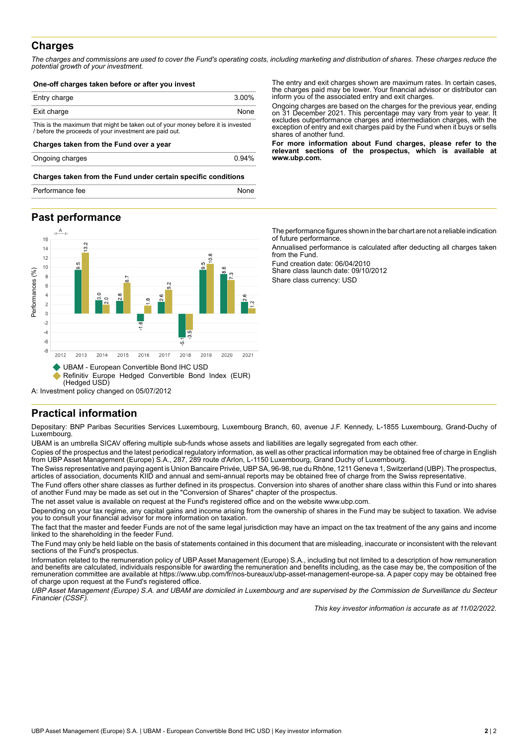## Charges

*The charges and commissions are used to cover the Fund's operating costs, including marketing and distribution of shares. These charges reduce the potential growth of your investment.*

| One-off charges taken before or after you invest | |
|---|---|
| Entry charge | 3.00% |
| Exit charge | None |

This is the maximum that might be taken out of your money before it is invested / before the proceeds of your investment are paid out.

| Charges taken from the Fund over a year | |
|---|---|
| Ongoing charges | 0.94% |

| Charges taken from the Fund under certain specific conditions | |
|---|---|
| Performance fee | None |

The entry and exit charges shown are maximum rates. In certain cases, the charges paid may be lower. Your financial advisor or distributor can inform you of the associated entry and exit charges.

Ongoing charges are based on the charges for the previous year, ending on 31 December 2021. This percentage may vary from year to year. It excludes outperformance charges and intermediation charges, with the exception of entry and exit charges paid by the Fund when it buys or sells shares of another fund.

**For more information about Fund charges, please refer to the relevant sections of the prospectus, which is available at www.ubp.com.**

## Past performance

A

Performances (%)

16
14
12
10
8
6
4
2
0
-2
-4
-6
-8

2012 2013 2014 2015 2016 2017 2018 2019 2020 2021

9.5 13.2 3.0 2.0 2.8 6.7 -1.6 1.8 2.6 5.2 -5.1 -3.5 9.5 10.8 8.6 7.3 2.6 1.2

UBAM - European Convertible Bond IHC USD
Refinitiv Europe Hedged Convertible Bond Index (EUR) (Hedged USD)

A: Investment policy changed on 05/07/2012

The performance figures shown in the bar chart are not a reliable indication of future performance.

Annualised performance is calculated after deducting all charges taken from the Fund.

Fund creation date: 06/04/2010
Share class launch date: 09/10/2012
Share class currency: USD

## Practical information

Depositary: BNP Paribas Securities Services Luxembourg, Luxembourg Branch, 60, avenue J.F. Kennedy, L-1855 Luxembourg, Grand-Duchy of Luxembourg.

UBAM is an umbrella SICAV offering multiple sub-funds whose assets and liabilities are legally segregated from each other.

Copies of the prospectus and the latest periodical regulatory information, as well as other practical information may be obtained free of charge in English from UBP Asset Management (Europe) S.A., 287, 289 route d'Arlon, L-1150 Luxembourg, Grand Duchy of Luxembourg.

The Swiss representative and paying agent is Union Bancaire Privée, UBP SA, 96-98, rue du Rhône, 1211 Geneva 1, Switzerland (UBP). The prospectus, articles of association, documents KIID and annual and semi-annual reports may be obtained free of charge from the Swiss representative.

The Fund offers other share classes as further defined in its prospectus. Conversion into shares of another share class within this Fund or into shares of another Fund may be made as set out in the "Conversion of Shares" chapter of the prospectus.

The net asset value is available on request at the Fund's registered office and on the website www.ubp.com.

Depending on your tax regime, any capital gains and income arising from the ownership of shares in the Fund may be subject to taxation. We advise you to consult your financial advisor for more information on taxation.

The fact that the master and feeder Funds are not of the same legal jurisdiction may have an impact on the tax treatment of the any gains and income linked to the shareholding in the feeder Fund.

The Fund may only be held liable on the basis of statements contained in this document that are misleading, inaccurate or inconsistent with the relevant sections of the Fund's prospectus.

Information related to the remuneration policy of UBP Asset Management (Europe) S.A., including but not limited to a description of how remuneration and benefits are calculated, individuals responsible for awarding the remuneration and benefits including, as the case may be, the composition of the remuneration committee are available at https://www.ubp.com/fr/nos-bureaux/ubp-asset-management-europe-sa. A paper copy may be obtained free of charge upon request at the Fund's registered office.

*UBP Asset Management (Europe) S.A. and UBAM are domiciled in Luxembourg and are supervised by the Commission de Surveillance du Secteur Financier (CSSF).*

*This key investor information is accurate as at 11/02/2022.*